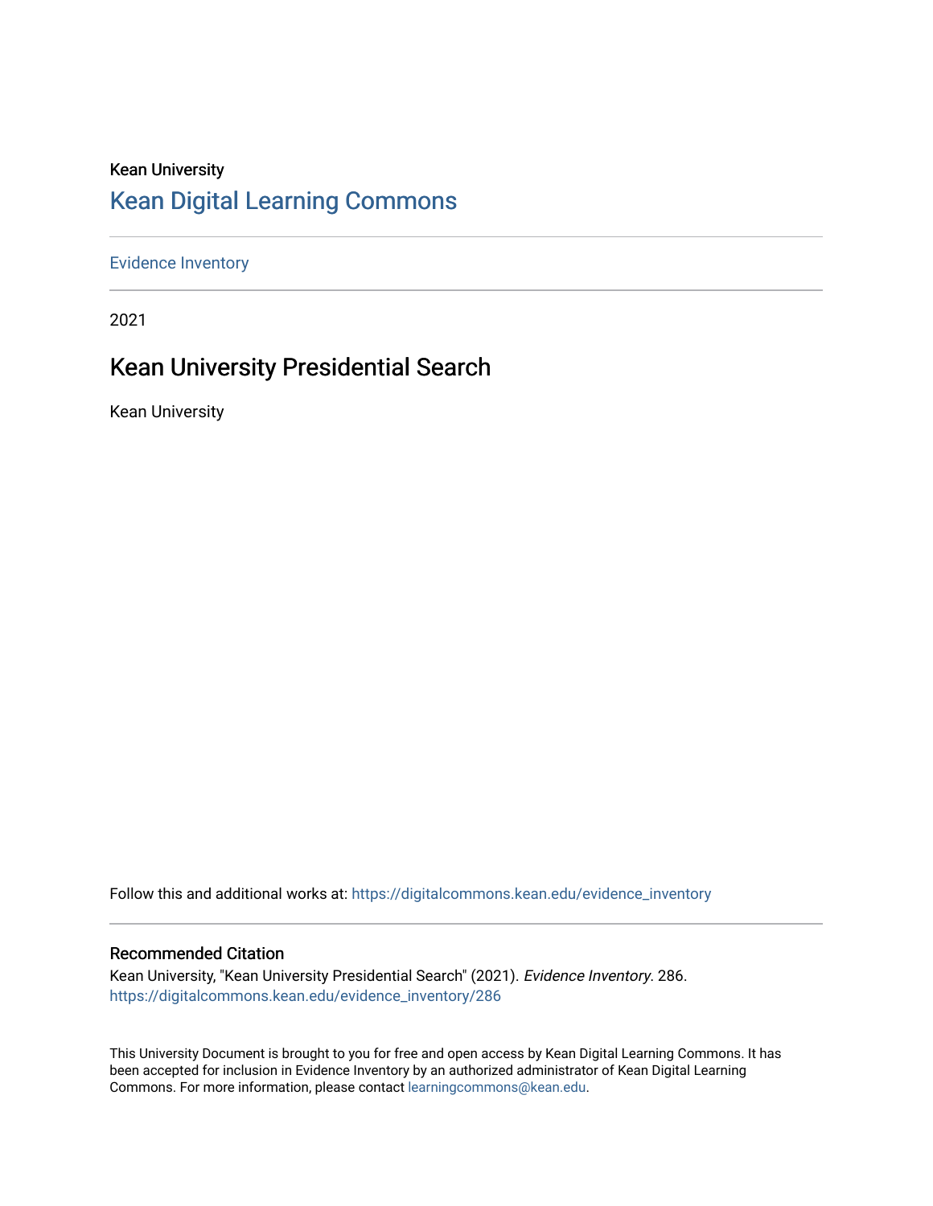Kean University

# Kean Digital Learning Commons

Evidence Inventory

2021

## Kean University Presidential Search

Kean University

Follow this and additional works at: https://digitalcommons.kean.edu/evidence_inventory

### Recommended Citation

Kean University, "Kean University Presidential Search" (2021). *Evidence Inventory*. 286.
https://digitalcommons.kean.edu/evidence_inventory/286

This University Document is brought to you for free and open access by Kean Digital Learning Commons. It has been accepted for inclusion in Evidence Inventory by an authorized administrator of Kean Digital Learning Commons. For more information, please contact learningcommons@kean.edu.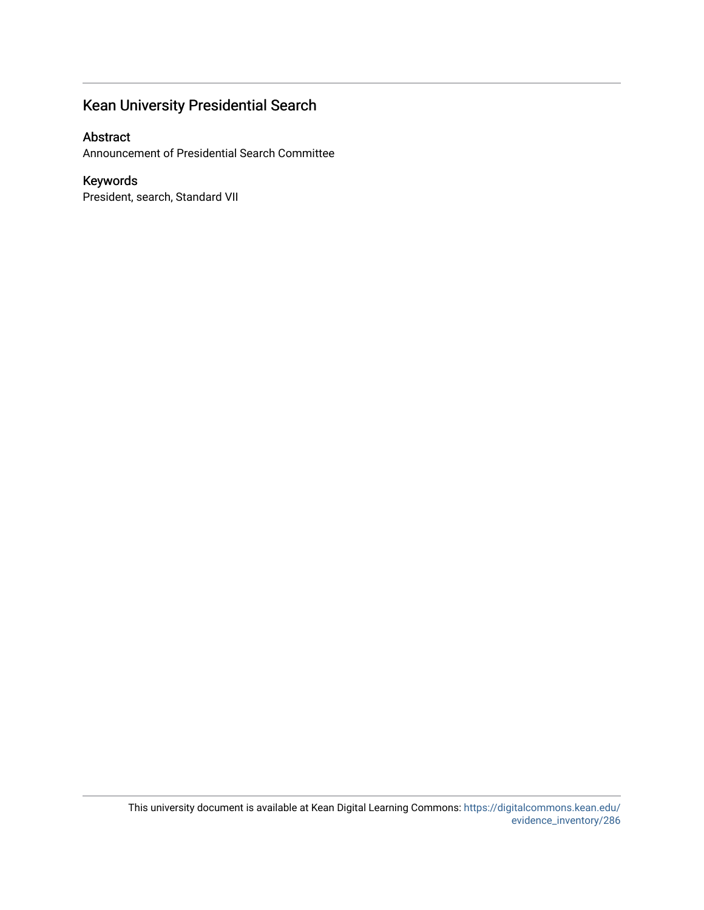## Kean University Presidential Search

### Abstract

Announcement of Presidential Search Committee

### Keywords

President, search, Standard VII

This university document is available at Kean Digital Learning Commons: https://digitalcommons.kean.edu/evidence_inventory/286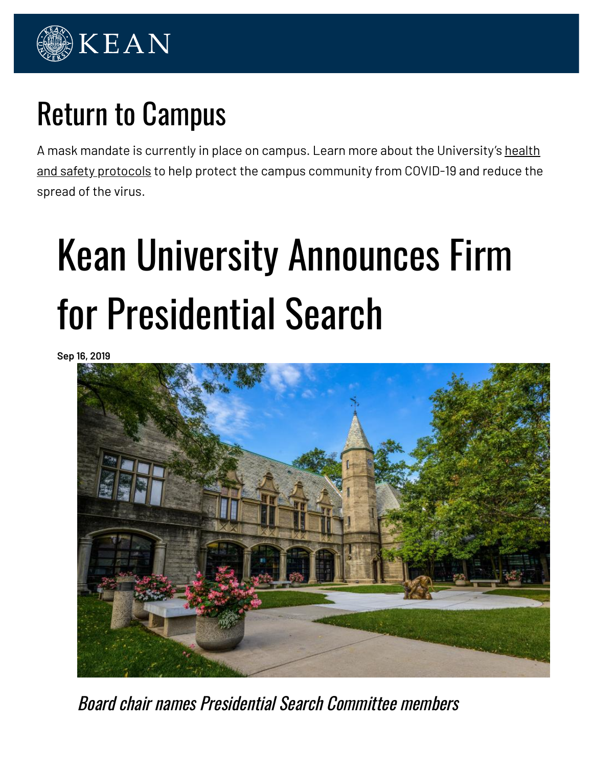# Return to Campus

A mask mandate is currently in place on campus. Learn more about the University's health and safety protocols to help protect the campus community from COVID-19 and reduce the spread of the virus.

# Kean University Announces Firm for Presidential Search

**Sep 16, 2019**

*Board chair names Presidential Search Committee members*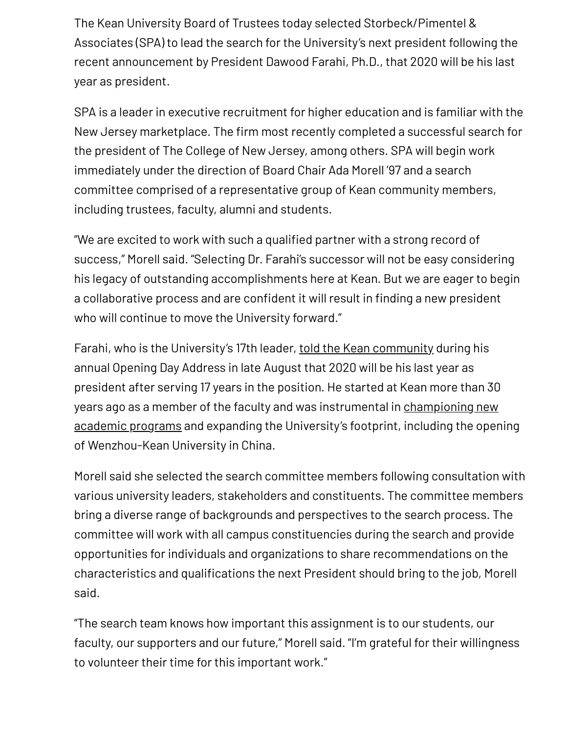The Kean University Board of Trustees today selected Storbeck/Pimentel & Associates (SPA) to lead the search for the University's next president following the recent announcement by President Dawood Farahi, Ph.D., that 2020 will be his last year as president.

SPA is a leader in executive recruitment for higher education and is familiar with the New Jersey marketplace. The firm most recently completed a successful search for the president of The College of New Jersey, among others. SPA will begin work immediately under the direction of Board Chair Ada Morell '97 and a search committee comprised of a representative group of Kean community members, including trustees, faculty, alumni and students.

"We are excited to work with such a qualified partner with a strong record of success," Morell said. "Selecting Dr. Farahi's successor will not be easy considering his legacy of outstanding accomplishments here at Kean. But we are eager to begin a collaborative process and are confident it will result in finding a new president who will continue to move the University forward."

Farahi, who is the University's 17th leader, told the Kean community during his annual Opening Day Address in late August that 2020 will be his last year as president after serving 17 years in the position. He started at Kean more than 30 years ago as a member of the faculty and was instrumental in championing new academic programs and expanding the University's footprint, including the opening of Wenzhou-Kean University in China.

Morell said she selected the search committee members following consultation with various university leaders, stakeholders and constituents. The committee members bring a diverse range of backgrounds and perspectives to the search process. The committee will work with all campus constituencies during the search and provide opportunities for individuals and organizations to share recommendations on the characteristics and qualifications the next President should bring to the job, Morell said.

"The search team knows how important this assignment is to our students, our faculty, our supporters and our future," Morell said. "I'm grateful for their willingness to volunteer their time for this important work."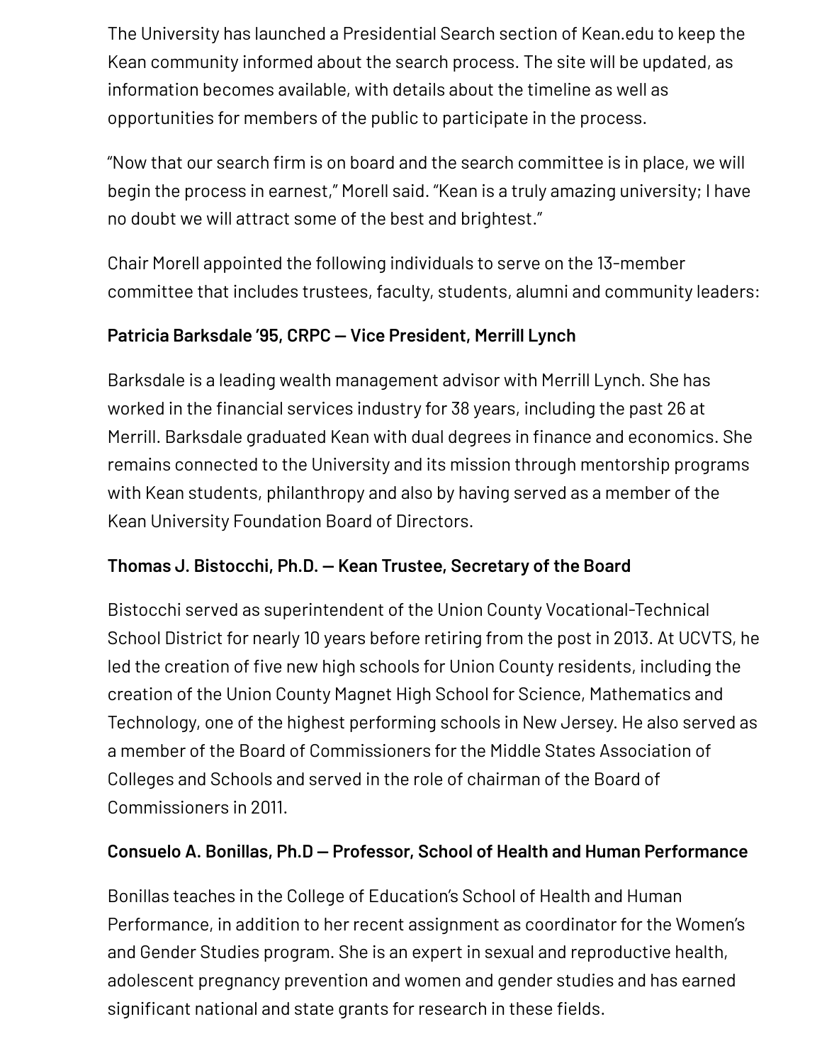The University has launched a Presidential Search section of Kean.edu to keep the Kean community informed about the search process. The site will be updated, as information becomes available, with details about the timeline as well as opportunities for members of the public to participate in the process.

“Now that our search firm is on board and the search committee is in place, we will begin the process in earnest,” Morell said. “Kean is a truly amazing university; I have no doubt we will attract some of the best and brightest.”

Chair Morell appointed the following individuals to serve on the 13-member committee that includes trustees, faculty, students, alumni and community leaders:

**Patricia Barksdale ’95, CRPC — Vice President, Merrill Lynch**

Barksdale is a leading wealth management advisor with Merrill Lynch. She has worked in the financial services industry for 38 years, including the past 26 at Merrill. Barksdale graduated Kean with dual degrees in finance and economics. She remains connected to the University and its mission through mentorship programs with Kean students, philanthropy and also by having served as a member of the Kean University Foundation Board of Directors.

**Thomas J. Bistocchi, Ph.D. — Kean Trustee, Secretary of the Board**

Bistocchi served as superintendent of the Union County Vocational-Technical School District for nearly 10 years before retiring from the post in 2013. At UCVTS, he led the creation of five new high schools for Union County residents, including the creation of the Union County Magnet High School for Science, Mathematics and Technology, one of the highest performing schools in New Jersey. He also served as a member of the Board of Commissioners for the Middle States Association of Colleges and Schools and served in the role of chairman of the Board of Commissioners in 2011.

**Consuelo A. Bonillas, Ph.D — Professor, School of Health and Human Performance**

Bonillas teaches in the College of Education’s School of Health and Human Performance, in addition to her recent assignment as coordinator for the Women’s and Gender Studies program. She is an expert in sexual and reproductive health, adolescent pregnancy prevention and women and gender studies and has earned significant national and state grants for research in these fields.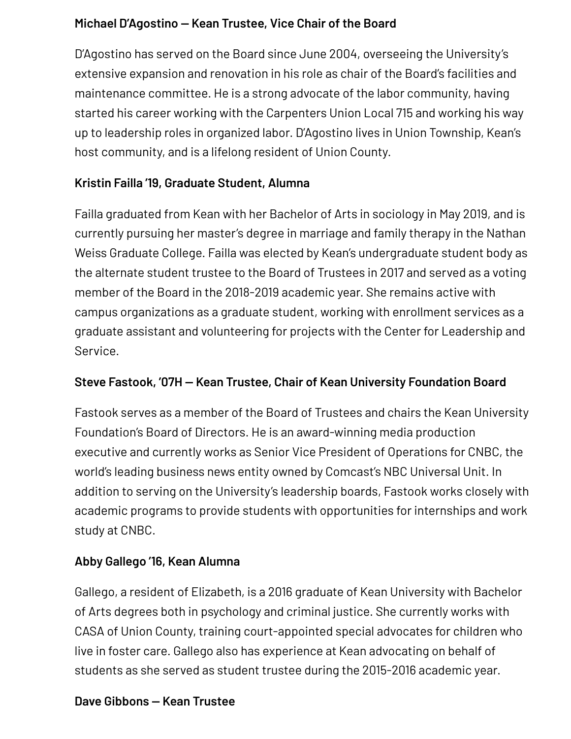**Michael D'Agostino — Kean Trustee, Vice Chair of the Board**

D'Agostino has served on the Board since June 2004, overseeing the University's extensive expansion and renovation in his role as chair of the Board's facilities and maintenance committee. He is a strong advocate of the labor community, having started his career working with the Carpenters Union Local 715 and working his way up to leadership roles in organized labor. D'Agostino lives in Union Township, Kean's host community, and is a lifelong resident of Union County.

**Kristin Failla '19, Graduate Student, Alumna**

Failla graduated from Kean with her Bachelor of Arts in sociology in May 2019, and is currently pursuing her master's degree in marriage and family therapy in the Nathan Weiss Graduate College. Failla was elected by Kean's undergraduate student body as the alternate student trustee to the Board of Trustees in 2017 and served as a voting member of the Board in the 2018-2019 academic year. She remains active with campus organizations as a graduate student, working with enrollment services as a graduate assistant and volunteering for projects with the Center for Leadership and Service.

**Steve Fastook, '07H — Kean Trustee, Chair of Kean University Foundation Board**

Fastook serves as a member of the Board of Trustees and chairs the Kean University Foundation's Board of Directors. He is an award-winning media production executive and currently works as Senior Vice President of Operations for CNBC, the world's leading business news entity owned by Comcast's NBC Universal Unit. In addition to serving on the University's leadership boards, Fastook works closely with academic programs to provide students with opportunities for internships and work study at CNBC.

**Abby Gallego '16, Kean Alumna**

Gallego, a resident of Elizabeth, is a 2016 graduate of Kean University with Bachelor of Arts degrees both in psychology and criminal justice. She currently works with CASA of Union County, training court-appointed special advocates for children who live in foster care. Gallego also has experience at Kean advocating on behalf of students as she served as student trustee during the 2015-2016 academic year.

**Dave Gibbons — Kean Trustee**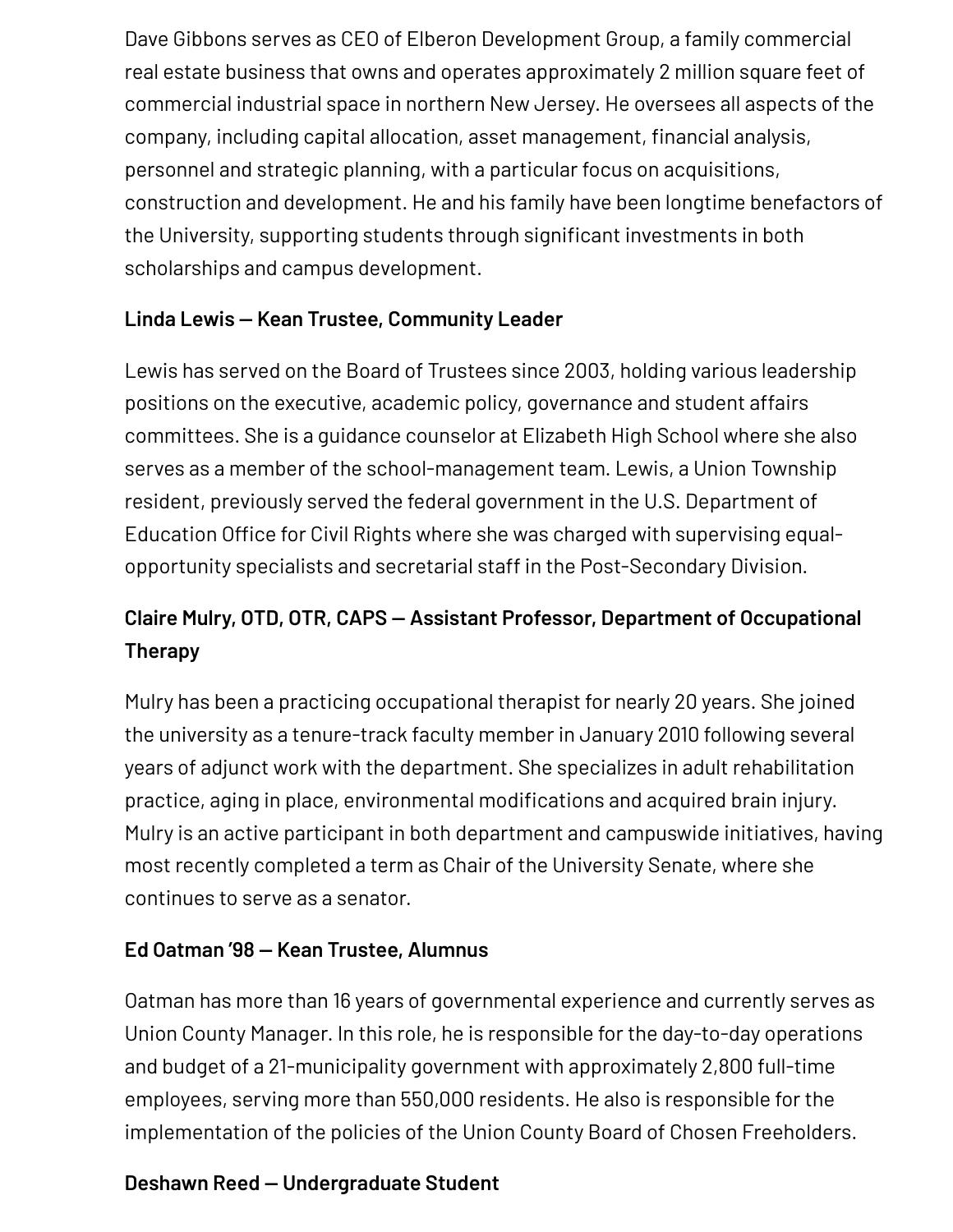Dave Gibbons serves as CEO of Elberon Development Group, a family commercial real estate business that owns and operates approximately 2 million square feet of commercial industrial space in northern New Jersey. He oversees all aspects of the company, including capital allocation, asset management, financial analysis, personnel and strategic planning, with a particular focus on acquisitions, construction and development. He and his family have been longtime benefactors of the University, supporting students through significant investments in both scholarships and campus development.

**Linda Lewis — Kean Trustee, Community Leader**

Lewis has served on the Board of Trustees since 2003, holding various leadership positions on the executive, academic policy, governance and student affairs committees. She is a guidance counselor at Elizabeth High School where she also serves as a member of the school-management team. Lewis, a Union Township resident, previously served the federal government in the U.S. Department of Education Office for Civil Rights where she was charged with supervising equal-opportunity specialists and secretarial staff in the Post-Secondary Division.

**Claire Mulry, OTD, OTR, CAPS — Assistant Professor, Department of Occupational Therapy**

Mulry has been a practicing occupational therapist for nearly 20 years. She joined the university as a tenure-track faculty member in January 2010 following several years of adjunct work with the department. She specializes in adult rehabilitation practice, aging in place, environmental modifications and acquired brain injury. Mulry is an active participant in both department and campuswide initiatives, having most recently completed a term as Chair of the University Senate, where she continues to serve as a senator.

**Ed Oatman '98 — Kean Trustee, Alumnus**

Oatman has more than 16 years of governmental experience and currently serves as Union County Manager. In this role, he is responsible for the day-to-day operations and budget of a 21-municipality government with approximately 2,800 full-time employees, serving more than 550,000 residents. He also is responsible for the implementation of the policies of the Union County Board of Chosen Freeholders.

**Deshawn Reed — Undergraduate Student**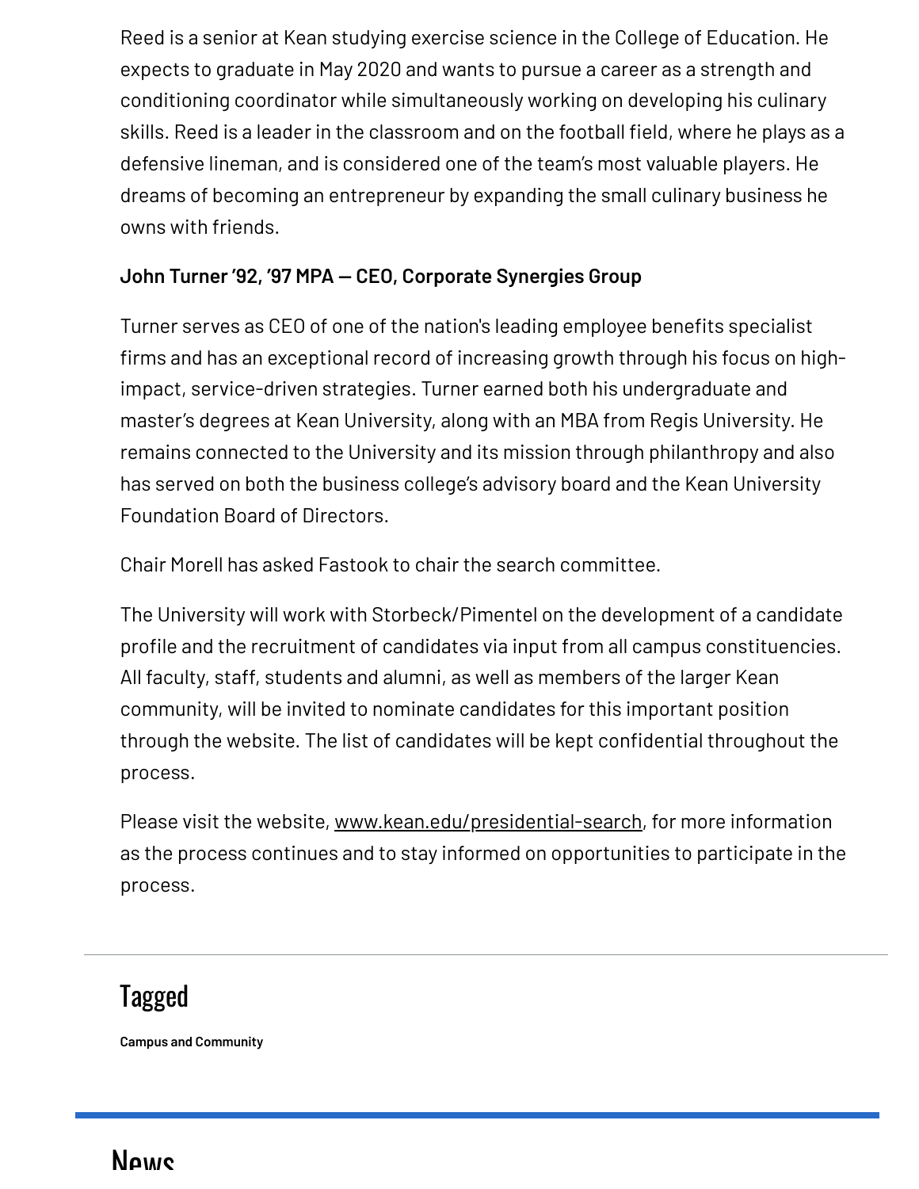Reed is a senior at Kean studying exercise science in the College of Education. He expects to graduate in May 2020 and wants to pursue a career as a strength and conditioning coordinator while simultaneously working on developing his culinary skills. Reed is a leader in the classroom and on the football field, where he plays as a defensive lineman, and is considered one of the team's most valuable players. He dreams of becoming an entrepreneur by expanding the small culinary business he owns with friends.

**John Turner '92, '97 MPA — CEO, Corporate Synergies Group**

Turner serves as CEO of one of the nation's leading employee benefits specialist firms and has an exceptional record of increasing growth through his focus on high-impact, service-driven strategies. Turner earned both his undergraduate and master's degrees at Kean University, along with an MBA from Regis University. He remains connected to the University and its mission through philanthropy and also has served on both the business college's advisory board and the Kean University Foundation Board of Directors.

Chair Morell has asked Fastook to chair the search committee.

The University will work with Storbeck/Pimentel on the development of a candidate profile and the recruitment of candidates via input from all campus constituencies. All faculty, staff, students and alumni, as well as members of the larger Kean community, will be invited to nominate candidates for this important position through the website. The list of candidates will be kept confidential throughout the process.

Please visit the website, www.kean.edu/presidential-search, for more information as the process continues and to stay informed on opportunities to participate in the process.

## Tagged

**Campus and Community**

## News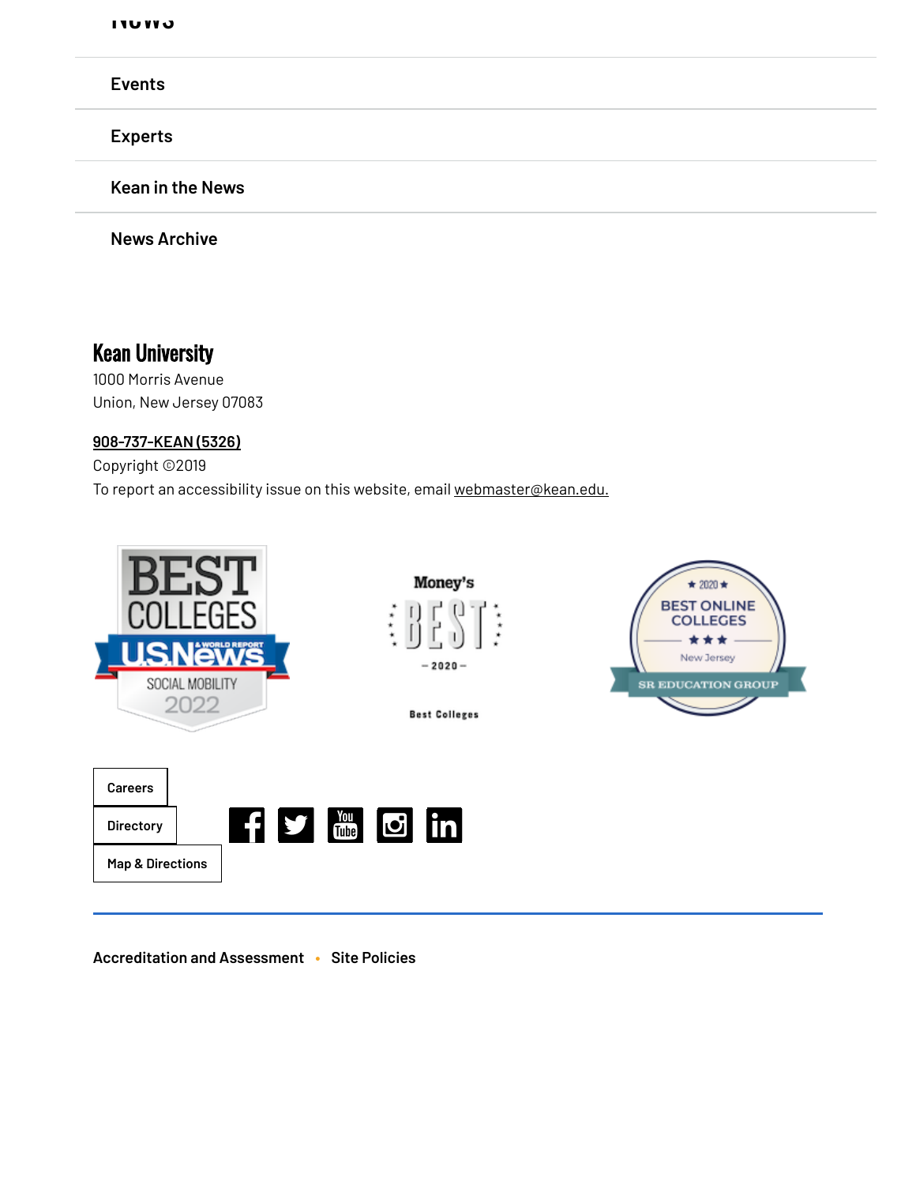Events

Experts

Kean in the News

News Archive

**Kean University**
1000 Morris Avenue
Union, New Jersey 07083

908-737-KEAN (5326)
Copyright ©2019
To report an accessibility issue on this website, email webmaster@kean.edu.

Careers

Directory

Map & Directions

Accreditation and Assessment • Site Policies